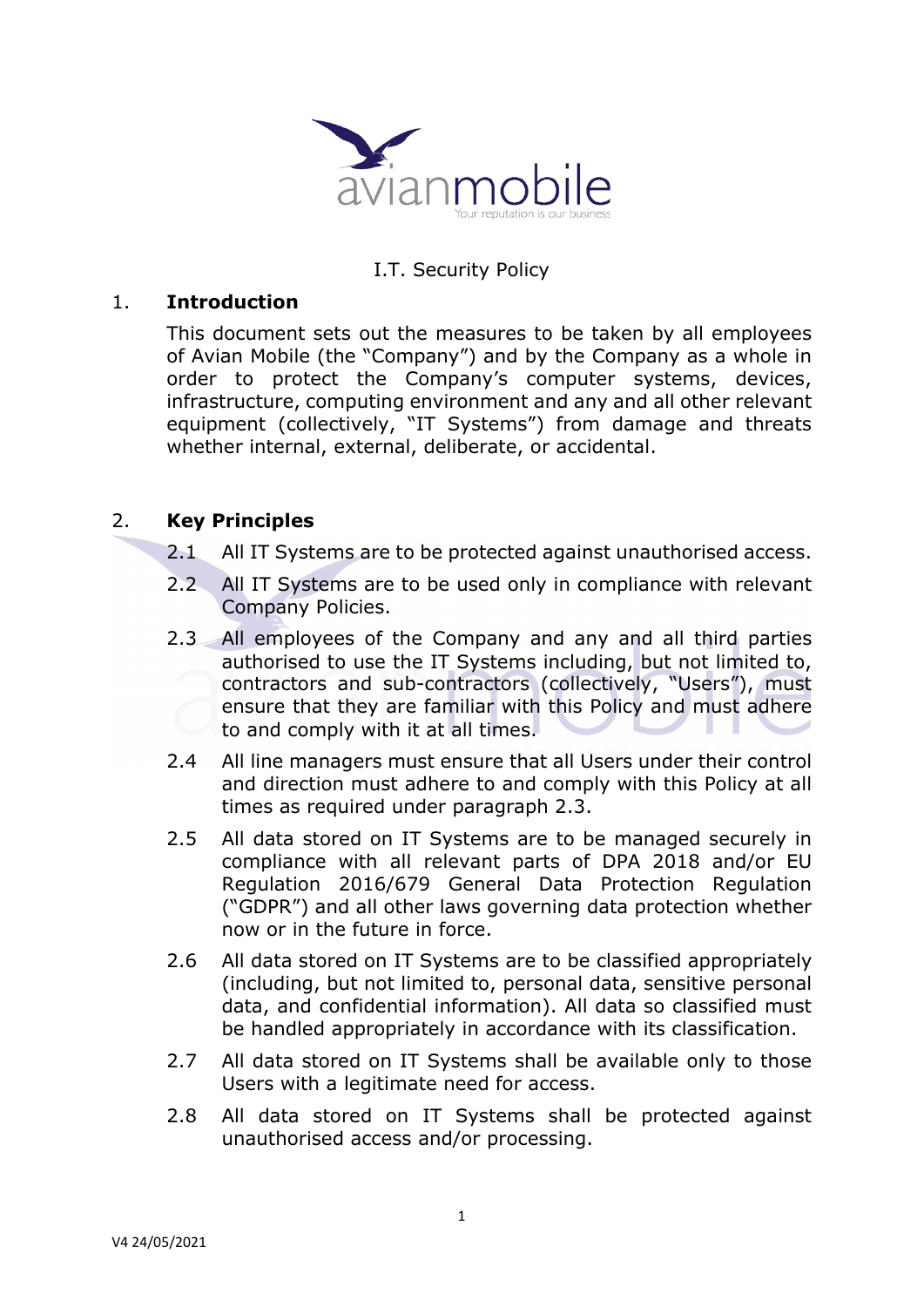I.T. Security Policy

## 1. Introduction

This document sets out the measures to be taken by all employees of Avian Mobile (the "Company") and by the Company as a whole in order to protect the Company's computer systems, devices, infrastructure, computing environment and any and all other relevant equipment (collectively, "IT Systems") from damage and threats whether internal, external, deliberate, or accidental.

## 2. Key Principles

2.1 All IT Systems are to be protected against unauthorised access.

2.2 All IT Systems are to be used only in compliance with relevant Company Policies.

2.3 All employees of the Company and any and all third parties authorised to use the IT Systems including, but not limited to, contractors and sub-contractors (collectively, "Users"), must ensure that they are familiar with this Policy and must adhere to and comply with it at all times.

2.4 All line managers must ensure that all Users under their control and direction must adhere to and comply with this Policy at all times as required under paragraph 2.3.

2.5 All data stored on IT Systems are to be managed securely in compliance with all relevant parts of DPA 2018 and/or EU Regulation 2016/679 General Data Protection Regulation ("GDPR") and all other laws governing data protection whether now or in the future in force.

2.6 All data stored on IT Systems are to be classified appropriately (including, but not limited to, personal data, sensitive personal data, and confidential information). All data so classified must be handled appropriately in accordance with its classification.

2.7 All data stored on IT Systems shall be available only to those Users with a legitimate need for access.

2.8 All data stored on IT Systems shall be protected against unauthorised access and/or processing.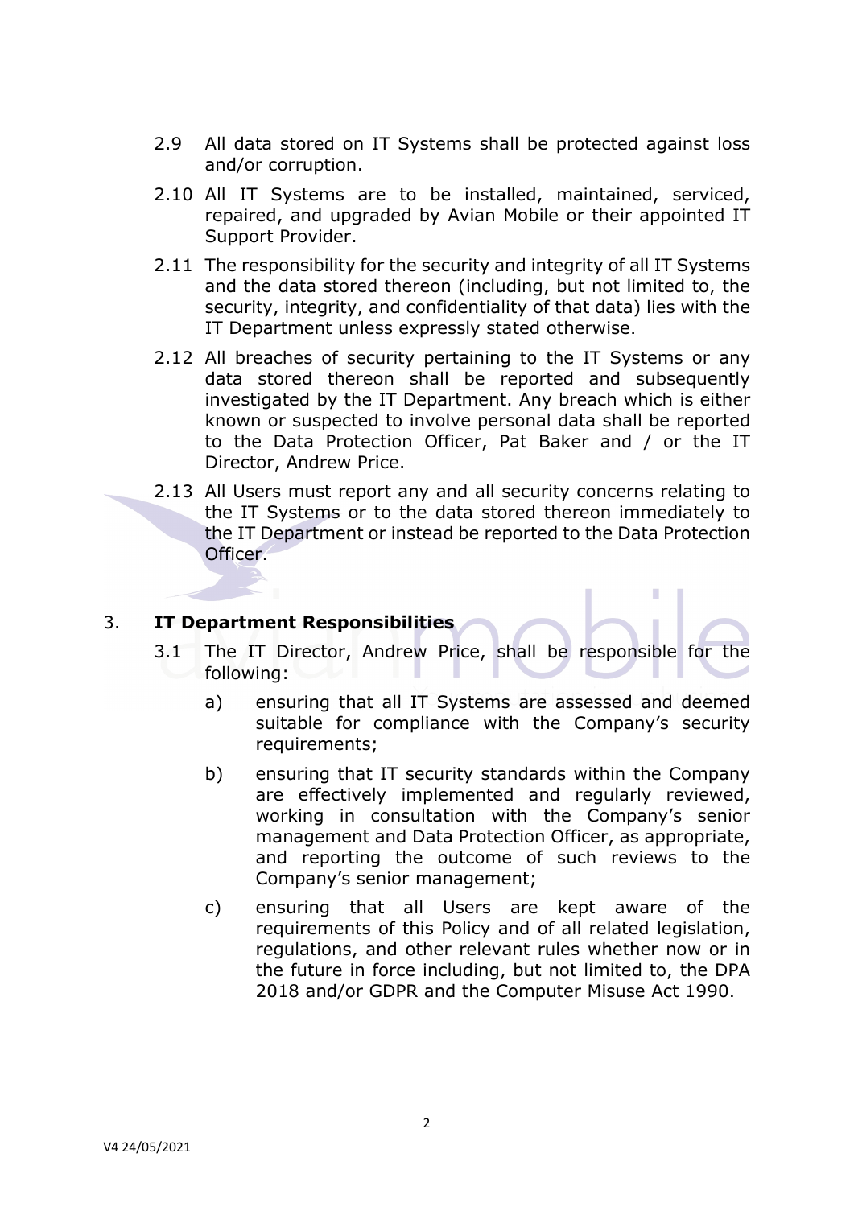2.9 All data stored on IT Systems shall be protected against loss and/or corruption.

2.10 All IT Systems are to be installed, maintained, serviced, repaired, and upgraded by Avian Mobile or their appointed IT Support Provider.

2.11 The responsibility for the security and integrity of all IT Systems and the data stored thereon (including, but not limited to, the security, integrity, and confidentiality of that data) lies with the IT Department unless expressly stated otherwise.

2.12 All breaches of security pertaining to the IT Systems or any data stored thereon shall be reported and subsequently investigated by the IT Department. Any breach which is either known or suspected to involve personal data shall be reported to the Data Protection Officer, Pat Baker and / or the IT Director, Andrew Price.

2.13 All Users must report any and all security concerns relating to the IT Systems or to the data stored thereon immediately to the IT Department or instead be reported to the Data Protection Officer.

## 3. IT Department Responsibilities

3.1 The IT Director, Andrew Price, shall be responsible for the following:

a) ensuring that all IT Systems are assessed and deemed suitable for compliance with the Company's security requirements;

b) ensuring that IT security standards within the Company are effectively implemented and regularly reviewed, working in consultation with the Company's senior management and Data Protection Officer, as appropriate, and reporting the outcome of such reviews to the Company's senior management;

c) ensuring that all Users are kept aware of the requirements of this Policy and of all related legislation, regulations, and other relevant rules whether now or in the future in force including, but not limited to, the DPA 2018 and/or GDPR and the Computer Misuse Act 1990.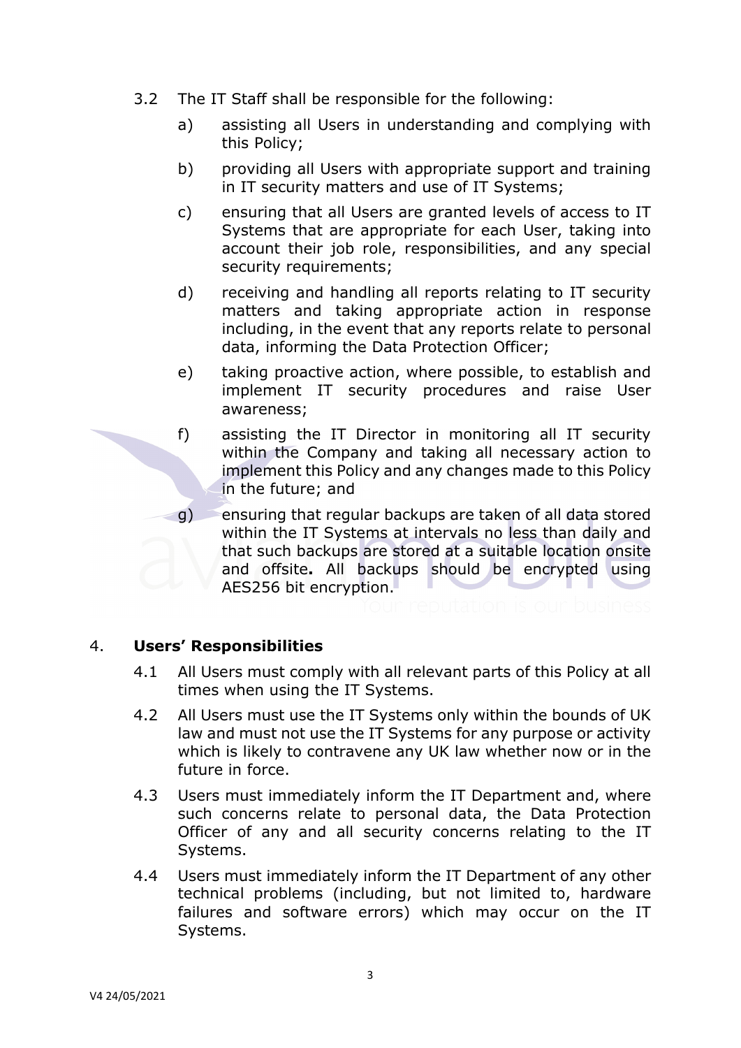3.2 The IT Staff shall be responsible for the following:

a) assisting all Users in understanding and complying with this Policy;

b) providing all Users with appropriate support and training in IT security matters and use of IT Systems;

c) ensuring that all Users are granted levels of access to IT Systems that are appropriate for each User, taking into account their job role, responsibilities, and any special security requirements;

d) receiving and handling all reports relating to IT security matters and taking appropriate action in response including, in the event that any reports relate to personal data, informing the Data Protection Officer;

e) taking proactive action, where possible, to establish and implement IT security procedures and raise User awareness;

f) assisting the IT Director in monitoring all IT security within the Company and taking all necessary action to implement this Policy and any changes made to this Policy in the future; and

g) ensuring that regular backups are taken of all data stored within the IT Systems at intervals no less than daily and that such backups are stored at a suitable location onsite and offsite**.** All backups should be encrypted using AES256 bit encryption.

## 4. **Users' Responsibilities**

4.1 All Users must comply with all relevant parts of this Policy at all times when using the IT Systems.

4.2 All Users must use the IT Systems only within the bounds of UK law and must not use the IT Systems for any purpose or activity which is likely to contravene any UK law whether now or in the future in force.

4.3 Users must immediately inform the IT Department and, where such concerns relate to personal data, the Data Protection Officer of any and all security concerns relating to the IT Systems.

4.4 Users must immediately inform the IT Department of any other technical problems (including, but not limited to, hardware failures and software errors) which may occur on the IT Systems.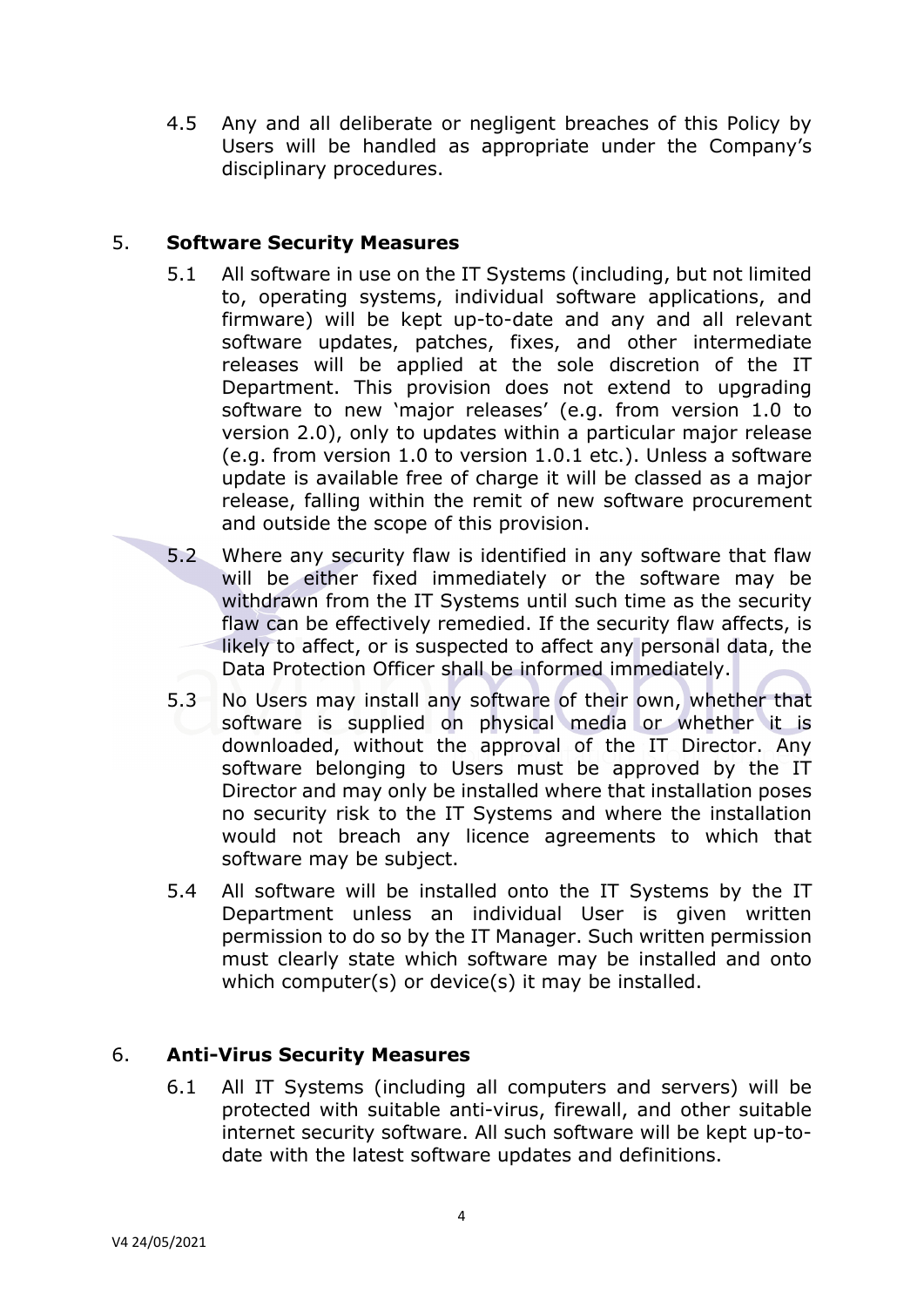4.5 Any and all deliberate or negligent breaches of this Policy by Users will be handled as appropriate under the Company's disciplinary procedures.

## 5. Software Security Measures

5.1 All software in use on the IT Systems (including, but not limited to, operating systems, individual software applications, and firmware) will be kept up-to-date and any and all relevant software updates, patches, fixes, and other intermediate releases will be applied at the sole discretion of the IT Department. This provision does not extend to upgrading software to new 'major releases' (e.g. from version 1.0 to version 2.0), only to updates within a particular major release (e.g. from version 1.0 to version 1.0.1 etc.). Unless a software update is available free of charge it will be classed as a major release, falling within the remit of new software procurement and outside the scope of this provision.

5.2 Where any security flaw is identified in any software that flaw will be either fixed immediately or the software may be withdrawn from the IT Systems until such time as the security flaw can be effectively remedied. If the security flaw affects, is likely to affect, or is suspected to affect any personal data, the Data Protection Officer shall be informed immediately.

5.3 No Users may install any software of their own, whether that software is supplied on physical media or whether it is downloaded, without the approval of the IT Director. Any software belonging to Users must be approved by the IT Director and may only be installed where that installation poses no security risk to the IT Systems and where the installation would not breach any licence agreements to which that software may be subject.

5.4 All software will be installed onto the IT Systems by the IT Department unless an individual User is given written permission to do so by the IT Manager. Such written permission must clearly state which software may be installed and onto which computer(s) or device(s) it may be installed.

## 6. Anti-Virus Security Measures

6.1 All IT Systems (including all computers and servers) will be protected with suitable anti-virus, firewall, and other suitable internet security software. All such software will be kept up-to-date with the latest software updates and definitions.

V4 24/05/2021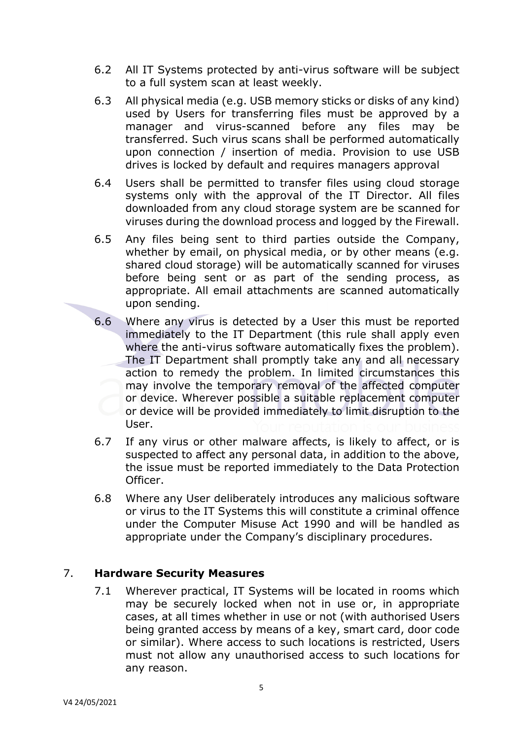6.2 All IT Systems protected by anti-virus software will be subject to a full system scan at least weekly.

6.3 All physical media (e.g. USB memory sticks or disks of any kind) used by Users for transferring files must be approved by a manager and virus-scanned before any files may be transferred. Such virus scans shall be performed automatically upon connection / insertion of media. Provision to use USB drives is locked by default and requires managers approval

6.4 Users shall be permitted to transfer files using cloud storage systems only with the approval of the IT Director. All files downloaded from any cloud storage system are be scanned for viruses during the download process and logged by the Firewall.

6.5 Any files being sent to third parties outside the Company, whether by email, on physical media, or by other means (e.g. shared cloud storage) will be automatically scanned for viruses before being sent or as part of the sending process, as appropriate. All email attachments are scanned automatically upon sending.

6.6 Where any virus is detected by a User this must be reported immediately to the IT Department (this rule shall apply even where the anti-virus software automatically fixes the problem). The IT Department shall promptly take any and all necessary action to remedy the problem. In limited circumstances this may involve the temporary removal of the affected computer or device. Wherever possible a suitable replacement computer or device will be provided immediately to limit disruption to the User.

6.7 If any virus or other malware affects, is likely to affect, or is suspected to affect any personal data, in addition to the above, the issue must be reported immediately to the Data Protection Officer.

6.8 Where any User deliberately introduces any malicious software or virus to the IT Systems this will constitute a criminal offence under the Computer Misuse Act 1990 and will be handled as appropriate under the Company's disciplinary procedures.

## 7. **Hardware Security Measures**

7.1 Wherever practical, IT Systems will be located in rooms which may be securely locked when not in use or, in appropriate cases, at all times whether in use or not (with authorised Users being granted access by means of a key, smart card, door code or similar). Where access to such locations is restricted, Users must not allow any unauthorised access to such locations for any reason.

V4 24/05/2021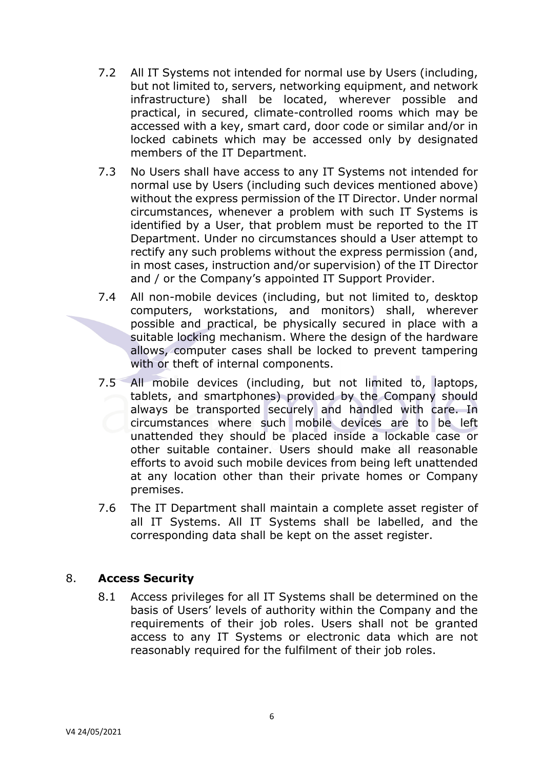7.2 All IT Systems not intended for normal use by Users (including, but not limited to, servers, networking equipment, and network infrastructure) shall be located, wherever possible and practical, in secured, climate-controlled rooms which may be accessed with a key, smart card, door code or similar and/or in locked cabinets which may be accessed only by designated members of the IT Department.

7.3 No Users shall have access to any IT Systems not intended for normal use by Users (including such devices mentioned above) without the express permission of the IT Director. Under normal circumstances, whenever a problem with such IT Systems is identified by a User, that problem must be reported to the IT Department. Under no circumstances should a User attempt to rectify any such problems without the express permission (and, in most cases, instruction and/or supervision) of the IT Director and / or the Company's appointed IT Support Provider.

7.4 All non-mobile devices (including, but not limited to, desktop computers, workstations, and monitors) shall, wherever possible and practical, be physically secured in place with a suitable locking mechanism. Where the design of the hardware allows, computer cases shall be locked to prevent tampering with or theft of internal components.

7.5 All mobile devices (including, but not limited to, laptops, tablets, and smartphones) provided by the Company should always be transported securely and handled with care. In circumstances where such mobile devices are to be left unattended they should be placed inside a lockable case or other suitable container. Users should make all reasonable efforts to avoid such mobile devices from being left unattended at any location other than their private homes or Company premises.

7.6 The IT Department shall maintain a complete asset register of all IT Systems. All IT Systems shall be labelled, and the corresponding data shall be kept on the asset register.

## 8. Access Security

8.1 Access privileges for all IT Systems shall be determined on the basis of Users' levels of authority within the Company and the requirements of their job roles. Users shall not be granted access to any IT Systems or electronic data which are not reasonably required for the fulfilment of their job roles.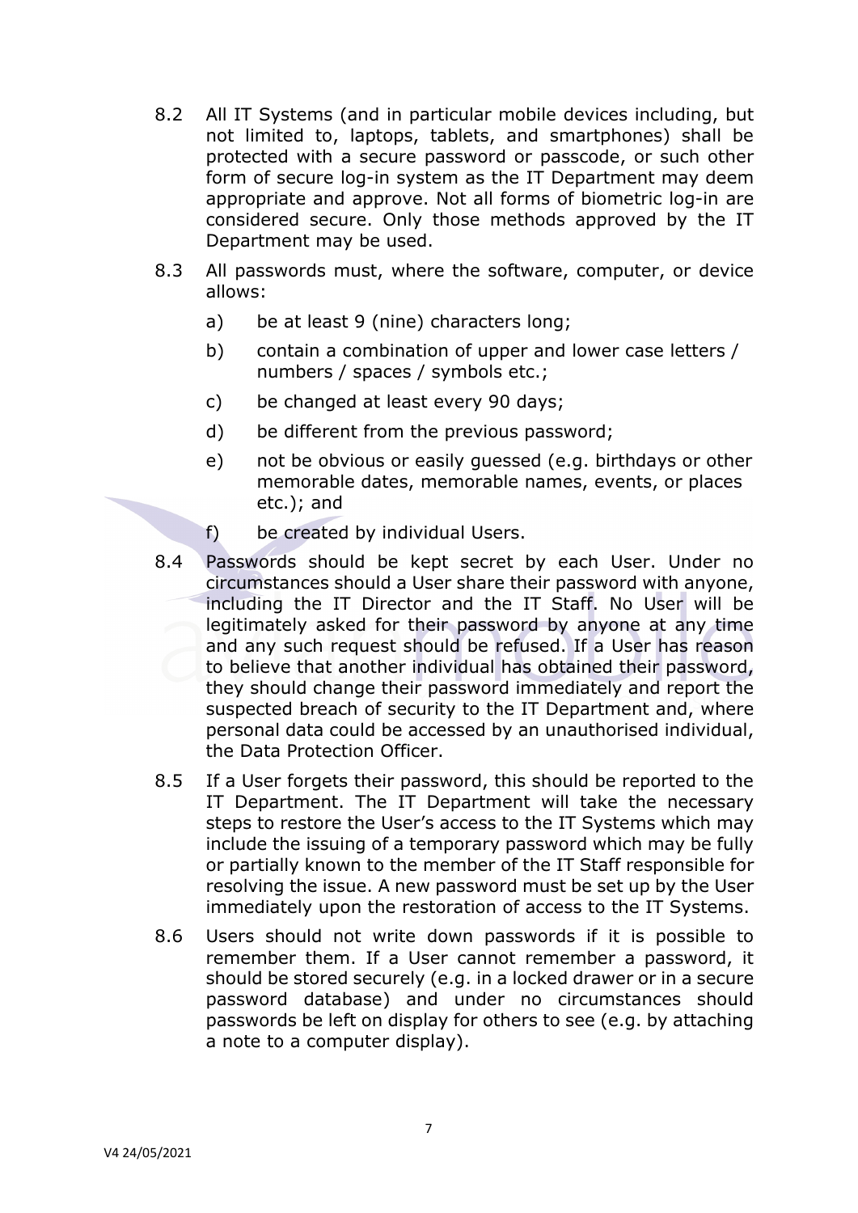8.2 All IT Systems (and in particular mobile devices including, but not limited to, laptops, tablets, and smartphones) shall be protected with a secure password or passcode, or such other form of secure log-in system as the IT Department may deem appropriate and approve. Not all forms of biometric log-in are considered secure. Only those methods approved by the IT Department may be used.

8.3 All passwords must, where the software, computer, or device allows:

a) be at least 9 (nine) characters long;

b) contain a combination of upper and lower case letters / numbers / spaces / symbols etc.;

c) be changed at least every 90 days;

d) be different from the previous password;

e) not be obvious or easily guessed (e.g. birthdays or other memorable dates, memorable names, events, or places etc.); and

f) be created by individual Users.

8.4 Passwords should be kept secret by each User. Under no circumstances should a User share their password with anyone, including the IT Director and the IT Staff. No User will be legitimately asked for their password by anyone at any time and any such request should be refused. If a User has reason to believe that another individual has obtained their password, they should change their password immediately and report the suspected breach of security to the IT Department and, where personal data could be accessed by an unauthorised individual, the Data Protection Officer.

8.5 If a User forgets their password, this should be reported to the IT Department. The IT Department will take the necessary steps to restore the User's access to the IT Systems which may include the issuing of a temporary password which may be fully or partially known to the member of the IT Staff responsible for resolving the issue. A new password must be set up by the User immediately upon the restoration of access to the IT Systems.

8.6 Users should not write down passwords if it is possible to remember them. If a User cannot remember a password, it should be stored securely (e.g. in a locked drawer or in a secure password database) and under no circumstances should passwords be left on display for others to see (e.g. by attaching a note to a computer display).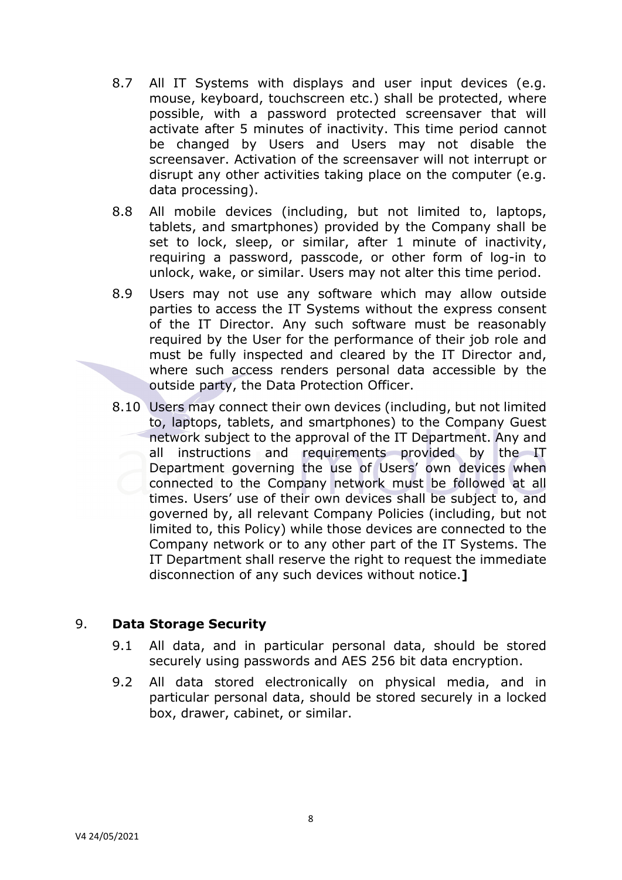8.7 All IT Systems with displays and user input devices (e.g. mouse, keyboard, touchscreen etc.) shall be protected, where possible, with a password protected screensaver that will activate after 5 minutes of inactivity. This time period cannot be changed by Users and Users may not disable the screensaver. Activation of the screensaver will not interrupt or disrupt any other activities taking place on the computer (e.g. data processing).

8.8 All mobile devices (including, but not limited to, laptops, tablets, and smartphones) provided by the Company shall be set to lock, sleep, or similar, after 1 minute of inactivity, requiring a password, passcode, or other form of log-in to unlock, wake, or similar. Users may not alter this time period.

8.9 Users may not use any software which may allow outside parties to access the IT Systems without the express consent of the IT Director. Any such software must be reasonably required by the User for the performance of their job role and must be fully inspected and cleared by the IT Director and, where such access renders personal data accessible by the outside party, the Data Protection Officer.

8.10 Users may connect their own devices (including, but not limited to, laptops, tablets, and smartphones) to the Company Guest network subject to the approval of the IT Department. Any and all instructions and requirements provided by the IT Department governing the use of Users' own devices when connected to the Company network must be followed at all times. Users' use of their own devices shall be subject to, and governed by, all relevant Company Policies (including, but not limited to, this Policy) while those devices are connected to the Company network or to any other part of the IT Systems. The IT Department shall reserve the right to request the immediate disconnection of any such devices without notice.**]**

## 9. Data Storage Security

9.1 All data, and in particular personal data, should be stored securely using passwords and AES 256 bit data encryption.

9.2 All data stored electronically on physical media, and in particular personal data, should be stored securely in a locked box, drawer, cabinet, or similar.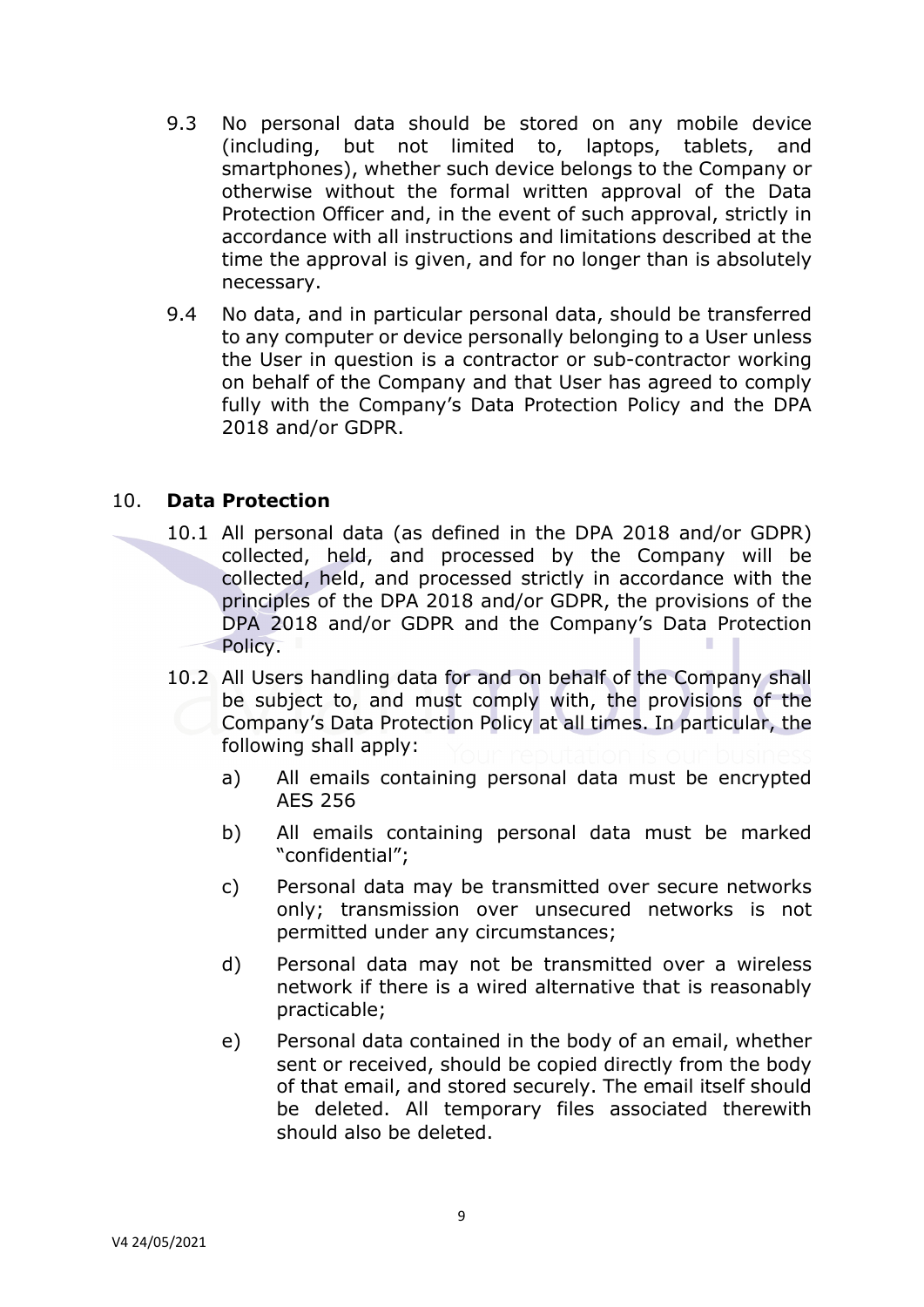9.3 No personal data should be stored on any mobile device (including, but not limited to, laptops, tablets, and smartphones), whether such device belongs to the Company or otherwise without the formal written approval of the Data Protection Officer and, in the event of such approval, strictly in accordance with all instructions and limitations described at the time the approval is given, and for no longer than is absolutely necessary.

9.4 No data, and in particular personal data, should be transferred to any computer or device personally belonging to a User unless the User in question is a contractor or sub-contractor working on behalf of the Company and that User has agreed to comply fully with the Company's Data Protection Policy and the DPA 2018 and/or GDPR.

## 10. **Data Protection**

10.1 All personal data (as defined in the DPA 2018 and/or GDPR) collected, held, and processed by the Company will be collected, held, and processed strictly in accordance with the principles of the DPA 2018 and/or GDPR, the provisions of the DPA 2018 and/or GDPR and the Company's Data Protection Policy.

10.2 All Users handling data for and on behalf of the Company shall be subject to, and must comply with, the provisions of the Company's Data Protection Policy at all times. In particular, the following shall apply:

a) All emails containing personal data must be encrypted AES 256

b) All emails containing personal data must be marked "confidential";

c) Personal data may be transmitted over secure networks only; transmission over unsecured networks is not permitted under any circumstances;

d) Personal data may not be transmitted over a wireless network if there is a wired alternative that is reasonably practicable;

e) Personal data contained in the body of an email, whether sent or received, should be copied directly from the body of that email, and stored securely. The email itself should be deleted. All temporary files associated therewith should also be deleted.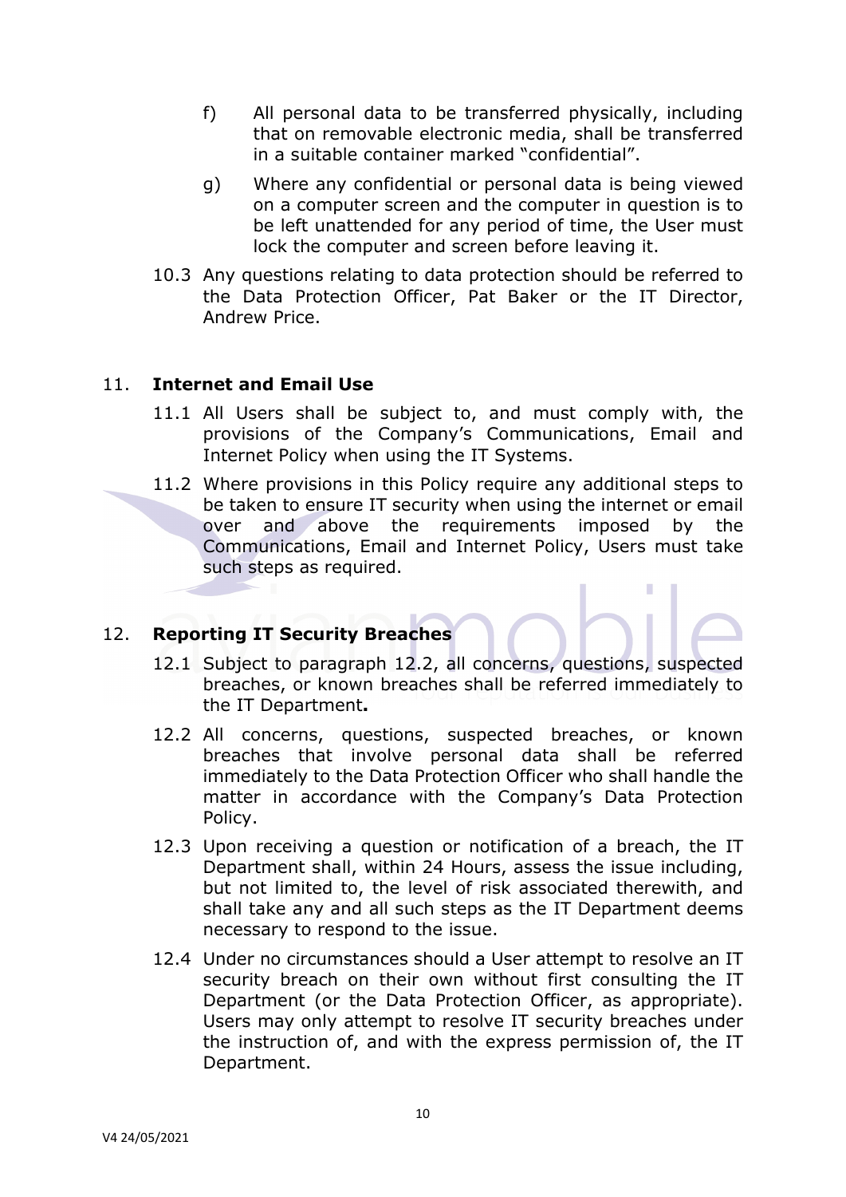f) All personal data to be transferred physically, including that on removable electronic media, shall be transferred in a suitable container marked "confidential".

g) Where any confidential or personal data is being viewed on a computer screen and the computer in question is to be left unattended for any period of time, the User must lock the computer and screen before leaving it.

10.3 Any questions relating to data protection should be referred to the Data Protection Officer, Pat Baker or the IT Director, Andrew Price.

## 11. Internet and Email Use

11.1 All Users shall be subject to, and must comply with, the provisions of the Company's Communications, Email and Internet Policy when using the IT Systems.

11.2 Where provisions in this Policy require any additional steps to be taken to ensure IT security when using the internet or email over and above the requirements imposed by the Communications, Email and Internet Policy, Users must take such steps as required.

## 12. Reporting IT Security Breaches

12.1 Subject to paragraph 12.2, all concerns, questions, suspected breaches, or known breaches shall be referred immediately to the IT Department**.**

12.2 All concerns, questions, suspected breaches, or known breaches that involve personal data shall be referred immediately to the Data Protection Officer who shall handle the matter in accordance with the Company's Data Protection Policy.

12.3 Upon receiving a question or notification of a breach, the IT Department shall, within 24 Hours, assess the issue including, but not limited to, the level of risk associated therewith, and shall take any and all such steps as the IT Department deems necessary to respond to the issue.

12.4 Under no circumstances should a User attempt to resolve an IT security breach on their own without first consulting the IT Department (or the Data Protection Officer, as appropriate). Users may only attempt to resolve IT security breaches under the instruction of, and with the express permission of, the IT Department.

V4 24/05/2021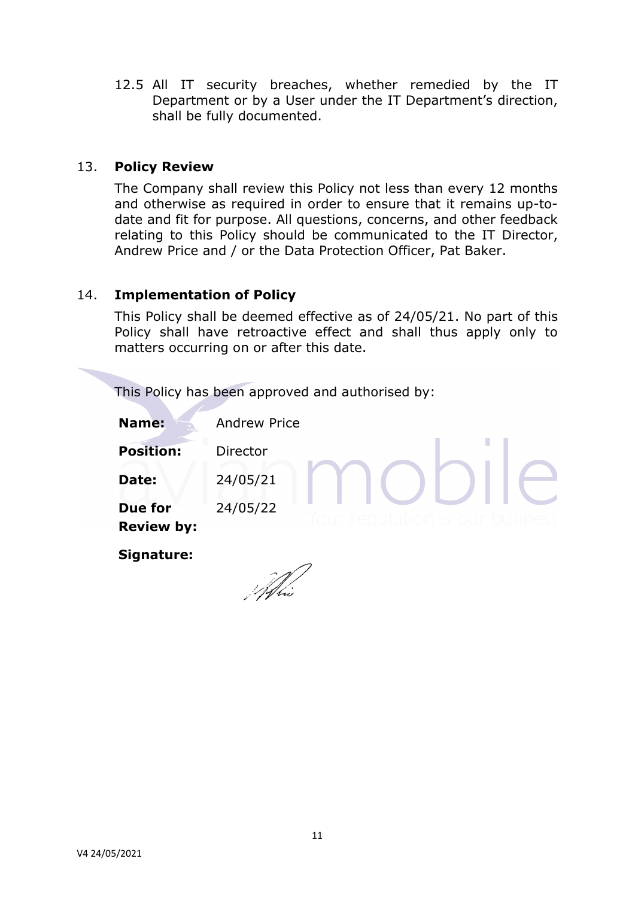12.5 All IT security breaches, whether remedied by the IT Department or by a User under the IT Department's direction, shall be fully documented.

## 13. Policy Review

The Company shall review this Policy not less than every 12 months and otherwise as required in order to ensure that it remains up-to-date and fit for purpose. All questions, concerns, and other feedback relating to this Policy should be communicated to the IT Director, Andrew Price and / or the Data Protection Officer, Pat Baker.

## 14. Implementation of Policy

This Policy shall be deemed effective as of 24/05/21. No part of this Policy shall have retroactive effect and shall thus apply only to matters occurring on or after this date.

This Policy has been approved and authorised by:

| | |
|---|---|
| **Name:** | Andrew Price |
| **Position:** | Director |
| **Date:** | 24/05/21 |
| **Due for Review by:** | 24/05/22 |
| **Signature:** | |

V4 24/05/2021